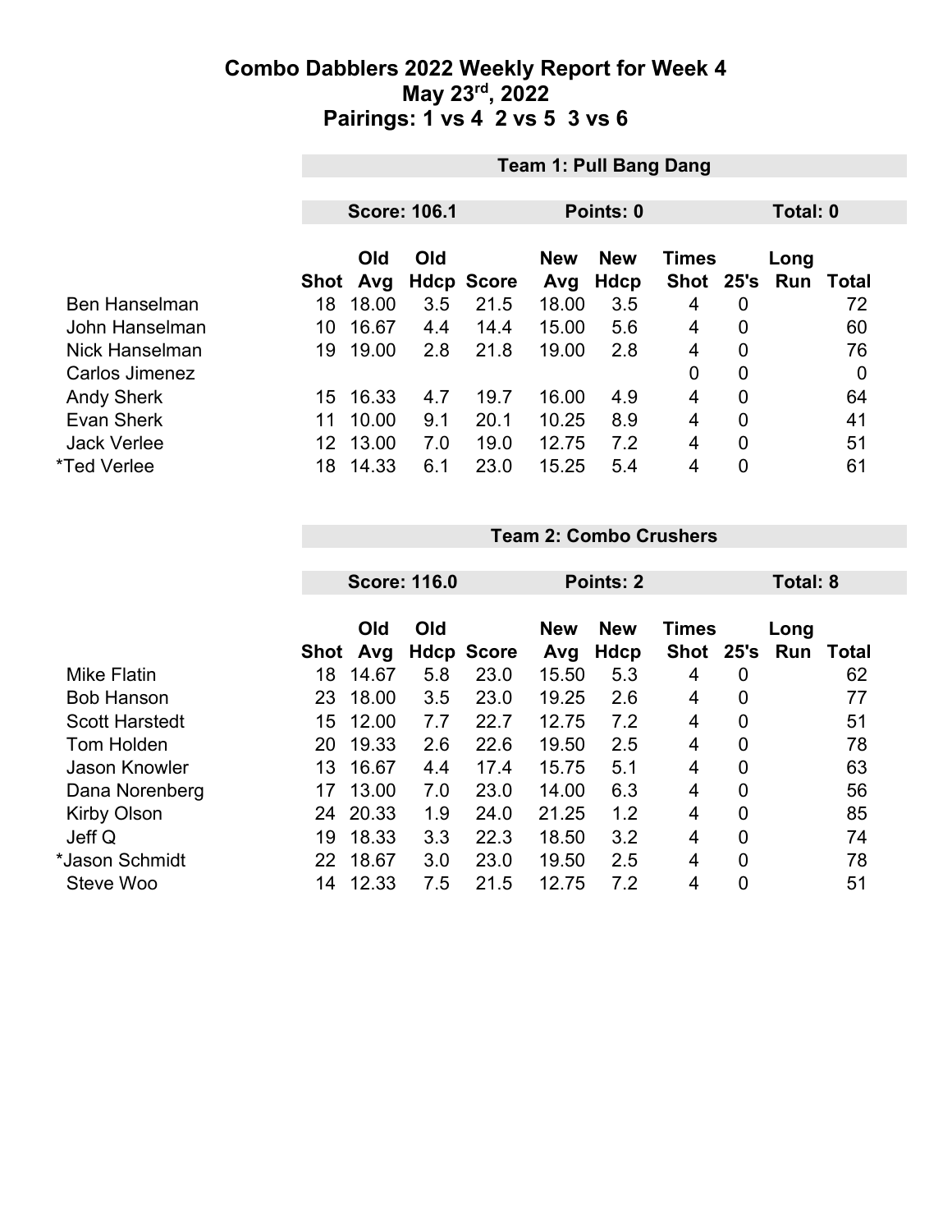# Combo Dabblers 2022 Weekly Report for Week 4

## May 23rd, 2022

## Pairings: 1 vs 4 2 vs 5 3 vs 6

### Team 1: Pull Bang Dang

**Score: 106.1** | **Points: 0** | **Total: 0**

| | Shot | Old Avg | Old Hdcp | Score | New Avg | New Hdcp | Times Shot | 25's | Long Run | Total |
|---|---|---|---|---|---|---|---|---|---|---|
| Ben Hanselman | 18 | 18.00 | 3.5 | 21.5 | 18.00 | 3.5 | 4 | 0 | | 72 |
| John Hanselman | 10 | 16.67 | 4.4 | 14.4 | 15.00 | 5.6 | 4 | 0 | | 60 |
| Nick Hanselman | 19 | 19.00 | 2.8 | 21.8 | 19.00 | 2.8 | 4 | 0 | | 76 |
| Carlos Jimenez | | | | | | | 0 | 0 | | 0 |
| Andy Sherk | 15 | 16.33 | 4.7 | 19.7 | 16.00 | 4.9 | 4 | 0 | | 64 |
| Evan Sherk | 11 | 10.00 | 9.1 | 20.1 | 10.25 | 8.9 | 4 | 0 | | 41 |
| Jack Verlee | 12 | 13.00 | 7.0 | 19.0 | 12.75 | 7.2 | 4 | 0 | | 51 |
| *Ted Verlee | 18 | 14.33 | 6.1 | 23.0 | 15.25 | 5.4 | 4 | 0 | | 61 |

### Team 2: Combo Crushers

**Score: 116.0** | **Points: 2** | **Total: 8**

| | Shot | Old Avg | Old Hdcp | Score | New Avg | New Hdcp | Times Shot | 25's | Long Run | Total |
|---|---|---|---|---|---|---|---|---|---|---|
| Mike Flatin | 18 | 14.67 | 5.8 | 23.0 | 15.50 | 5.3 | 4 | 0 | | 62 |
| Bob Hanson | 23 | 18.00 | 3.5 | 23.0 | 19.25 | 2.6 | 4 | 0 | | 77 |
| Scott Harstedt | 15 | 12.00 | 7.7 | 22.7 | 12.75 | 7.2 | 4 | 0 | | 51 |
| Tom Holden | 20 | 19.33 | 2.6 | 22.6 | 19.50 | 2.5 | 4 | 0 | | 78 |
| Jason Knowler | 13 | 16.67 | 4.4 | 17.4 | 15.75 | 5.1 | 4 | 0 | | 63 |
| Dana Norenberg | 17 | 13.00 | 7.0 | 23.0 | 14.00 | 6.3 | 4 | 0 | | 56 |
| Kirby Olson | 24 | 20.33 | 1.9 | 24.0 | 21.25 | 1.2 | 4 | 0 | | 85 |
| Jeff Q | 19 | 18.33 | 3.3 | 22.3 | 18.50 | 3.2 | 4 | 0 | | 74 |
| *Jason Schmidt | 22 | 18.67 | 3.0 | 23.0 | 19.50 | 2.5 | 4 | 0 | | 78 |
| Steve Woo | 14 | 12.33 | 7.5 | 21.5 | 12.75 | 7.2 | 4 | 0 | | 51 |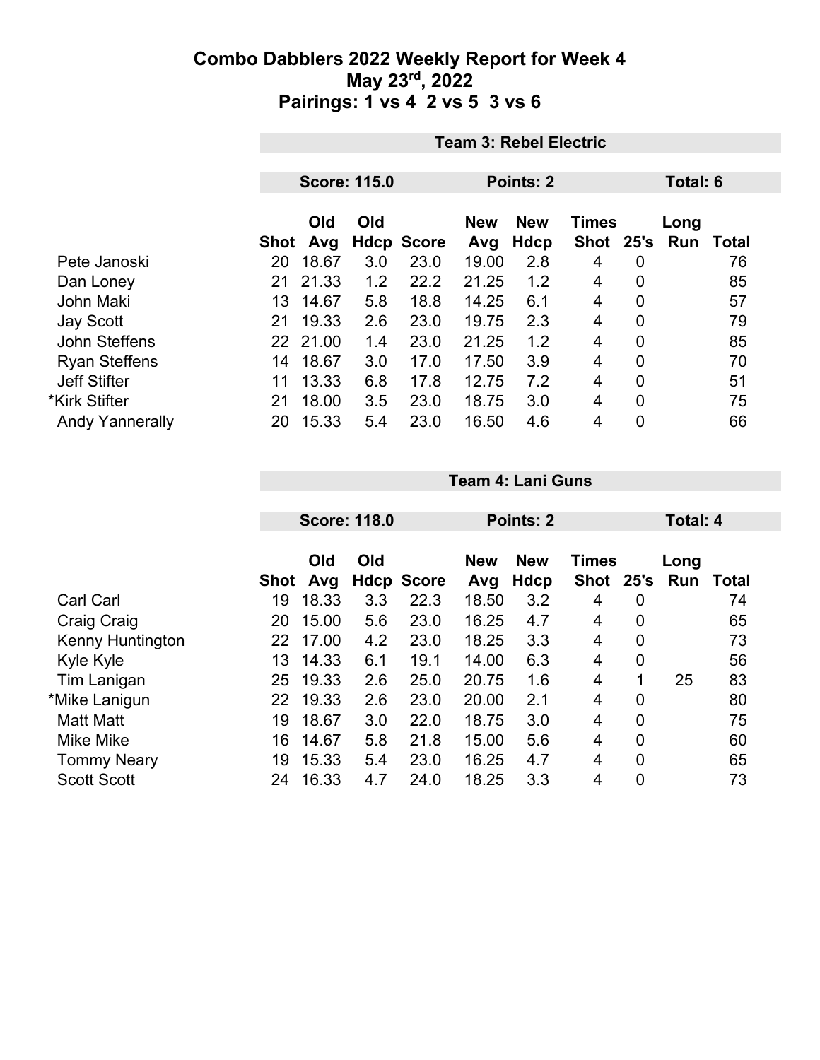# Combo Dabblers 2022 Weekly Report for Week 4
## May 23rd, 2022
## Pairings: 1 vs 4 2 vs 5 3 vs 6

### Team 3: Rebel Electric

**Score: 115.0** | **Points: 2** | **Total: 6**

| | Shot | Old Avg | Old Hdcp | Score | New Avg | New Hdcp | Times Shot | 25's | Long Run | Total |
|---|---|---|---|---|---|---|---|---|---|---|
| Pete Janoski | 20 | 18.67 | 3.0 | 23.0 | 19.00 | 2.8 | 4 | 0 | | 76 |
| Dan Loney | 21 | 21.33 | 1.2 | 22.2 | 21.25 | 1.2 | 4 | 0 | | 85 |
| John Maki | 13 | 14.67 | 5.8 | 18.8 | 14.25 | 6.1 | 4 | 0 | | 57 |
| Jay Scott | 21 | 19.33 | 2.6 | 23.0 | 19.75 | 2.3 | 4 | 0 | | 79 |
| John Steffens | 22 | 21.00 | 1.4 | 23.0 | 21.25 | 1.2 | 4 | 0 | | 85 |
| Ryan Steffens | 14 | 18.67 | 3.0 | 17.0 | 17.50 | 3.9 | 4 | 0 | | 70 |
| Jeff Stifter | 11 | 13.33 | 6.8 | 17.8 | 12.75 | 7.2 | 4 | 0 | | 51 |
| *Kirk Stifter | 21 | 18.00 | 3.5 | 23.0 | 18.75 | 3.0 | 4 | 0 | | 75 |
| Andy Yannerally | 20 | 15.33 | 5.4 | 23.0 | 16.50 | 4.6 | 4 | 0 | | 66 |

### Team 4: Lani Guns

**Score: 118.0** | **Points: 2** | **Total: 4**

| | Shot | Old Avg | Old Hdcp | Score | New Avg | New Hdcp | Times Shot | 25's | Long Run | Total |
|---|---|---|---|---|---|---|---|---|---|---|
| Carl Carl | 19 | 18.33 | 3.3 | 22.3 | 18.50 | 3.2 | 4 | 0 | | 74 |
| Craig Craig | 20 | 15.00 | 5.6 | 23.0 | 16.25 | 4.7 | 4 | 0 | | 65 |
| Kenny Huntington | 22 | 17.00 | 4.2 | 23.0 | 18.25 | 3.3 | 4 | 0 | | 73 |
| Kyle Kyle | 13 | 14.33 | 6.1 | 19.1 | 14.00 | 6.3 | 4 | 0 | | 56 |
| Tim Lanigan | 25 | 19.33 | 2.6 | 25.0 | 20.75 | 1.6 | 4 | 1 | 25 | 83 |
| *Mike Lanigun | 22 | 19.33 | 2.6 | 23.0 | 20.00 | 2.1 | 4 | 0 | | 80 |
| Matt Matt | 19 | 18.67 | 3.0 | 22.0 | 18.75 | 3.0 | 4 | 0 | | 75 |
| Mike Mike | 16 | 14.67 | 5.8 | 21.8 | 15.00 | 5.6 | 4 | 0 | | 60 |
| Tommy Neary | 19 | 15.33 | 5.4 | 23.0 | 16.25 | 4.7 | 4 | 0 | | 65 |
| Scott Scott | 24 | 16.33 | 4.7 | 24.0 | 18.25 | 3.3 | 4 | 0 | | 73 |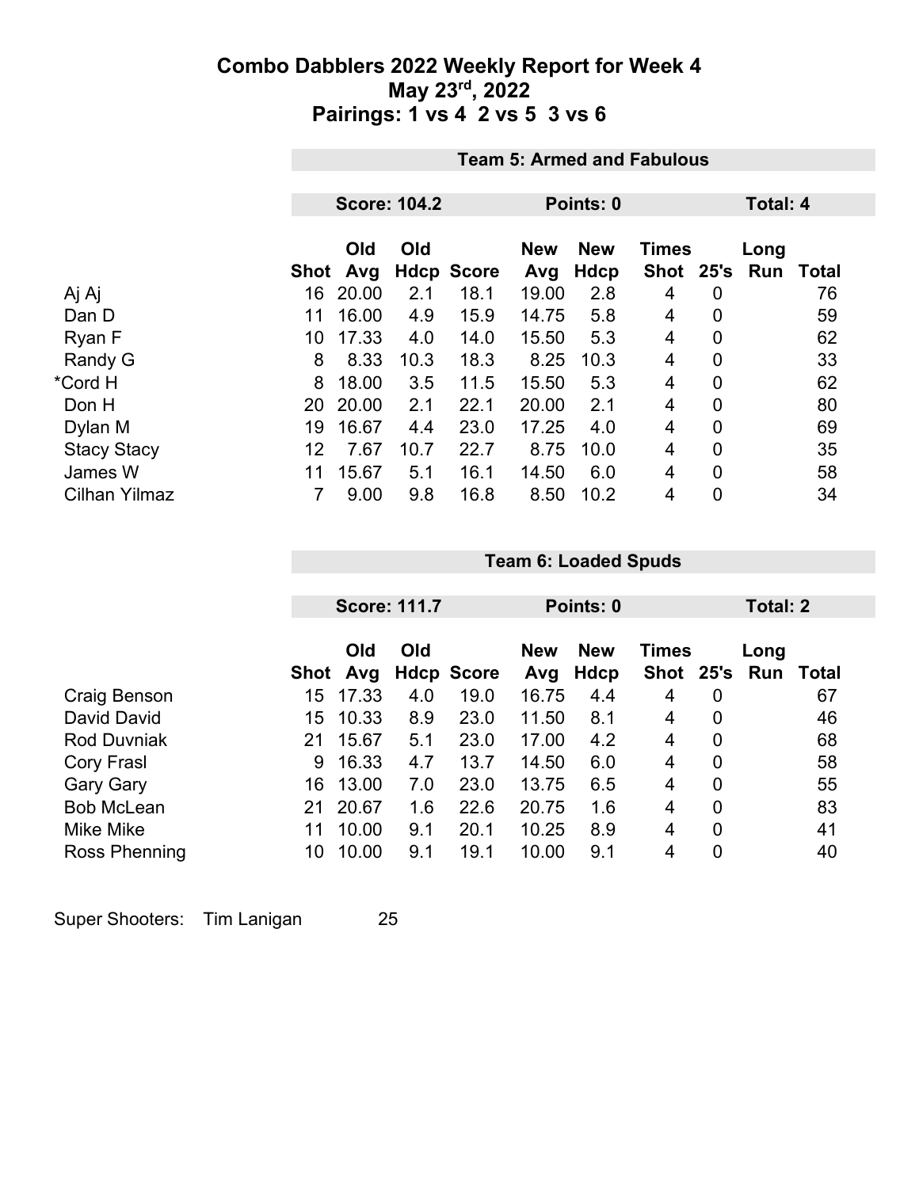# Combo Dabblers 2022 Weekly Report for Week 4

## May 23rd, 2022

## Pairings: 1 vs 4  2 vs 5  3 vs 6

### Team 5: Armed and Fabulous

**Score: 104.2** | **Points: 0** | **Total: 4**

| | Shot | Old Avg | Old Hdcp | Score | New Avg | New Hdcp | Times Shot | 25's | Long Run | Total |
|---|---|---|---|---|---|---|---|---|---|---|
| Aj Aj | 16 | 20.00 | 2.1 | 18.1 | 19.00 | 2.8 | 4 | 0 | | 76 |
| Dan D | 11 | 16.00 | 4.9 | 15.9 | 14.75 | 5.8 | 4 | 0 | | 59 |
| Ryan F | 10 | 17.33 | 4.0 | 14.0 | 15.50 | 5.3 | 4 | 0 | | 62 |
| Randy G | 8 | 8.33 | 10.3 | 18.3 | 8.25 | 10.3 | 4 | 0 | | 33 |
| *Cord H | 8 | 18.00 | 3.5 | 11.5 | 15.50 | 5.3 | 4 | 0 | | 62 |
| Don H | 20 | 20.00 | 2.1 | 22.1 | 20.00 | 2.1 | 4 | 0 | | 80 |
| Dylan M | 19 | 16.67 | 4.4 | 23.0 | 17.25 | 4.0 | 4 | 0 | | 69 |
| Stacy Stacy | 12 | 7.67 | 10.7 | 22.7 | 8.75 | 10.0 | 4 | 0 | | 35 |
| James W | 11 | 15.67 | 5.1 | 16.1 | 14.50 | 6.0 | 4 | 0 | | 58 |
| Cilhan Yilmaz | 7 | 9.00 | 9.8 | 16.8 | 8.50 | 10.2 | 4 | 0 | | 34 |

### Team 6: Loaded Spuds

**Score: 111.7** | **Points: 0** | **Total: 2**

| | Shot | Old Avg | Old Hdcp | Score | New Avg | New Hdcp | Times Shot | 25's | Long Run | Total |
|---|---|---|---|---|---|---|---|---|---|---|
| Craig Benson | 15 | 17.33 | 4.0 | 19.0 | 16.75 | 4.4 | 4 | 0 | | 67 |
| David David | 15 | 10.33 | 8.9 | 23.0 | 11.50 | 8.1 | 4 | 0 | | 46 |
| Rod Duvniak | 21 | 15.67 | 5.1 | 23.0 | 17.00 | 4.2 | 4 | 0 | | 68 |
| Cory Frasl | 9 | 16.33 | 4.7 | 13.7 | 14.50 | 6.0 | 4 | 0 | | 58 |
| Gary Gary | 16 | 13.00 | 7.0 | 23.0 | 13.75 | 6.5 | 4 | 0 | | 55 |
| Bob McLean | 21 | 20.67 | 1.6 | 22.6 | 20.75 | 1.6 | 4 | 0 | | 83 |
| Mike Mike | 11 | 10.00 | 9.1 | 20.1 | 10.25 | 8.9 | 4 | 0 | | 41 |
| Ross Phenning | 10 | 10.00 | 9.1 | 19.1 | 10.00 | 9.1 | 4 | 0 | | 40 |

Super Shooters: Tim Lanigan 25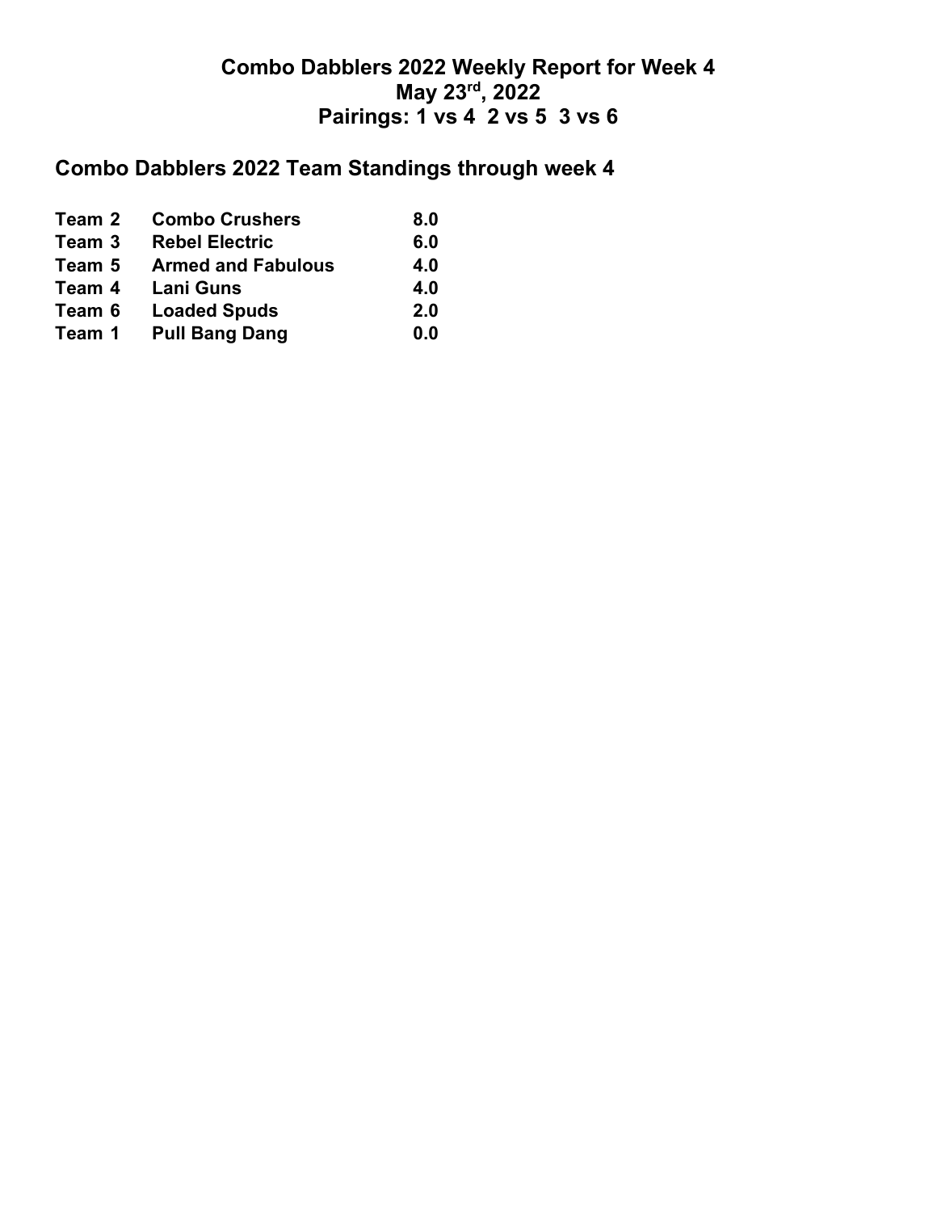**Combo Dabblers 2022 Weekly Report for Week 4**
**May 23rd, 2022**
**Pairings: 1 vs 4  2 vs 5  3 vs 6**

## Combo Dabblers 2022 Team Standings through week 4

| | | |
|---|---|---|
| **Team 2** | **Combo Crushers** | **8.0** |
| **Team 3** | **Rebel Electric** | **6.0** |
| **Team 5** | **Armed and Fabulous** | **4.0** |
| **Team 4** | **Lani Guns** | **4.0** |
| **Team 6** | **Loaded Spuds** | **2.0** |
| **Team 1** | **Pull Bang Dang** | **0.0** |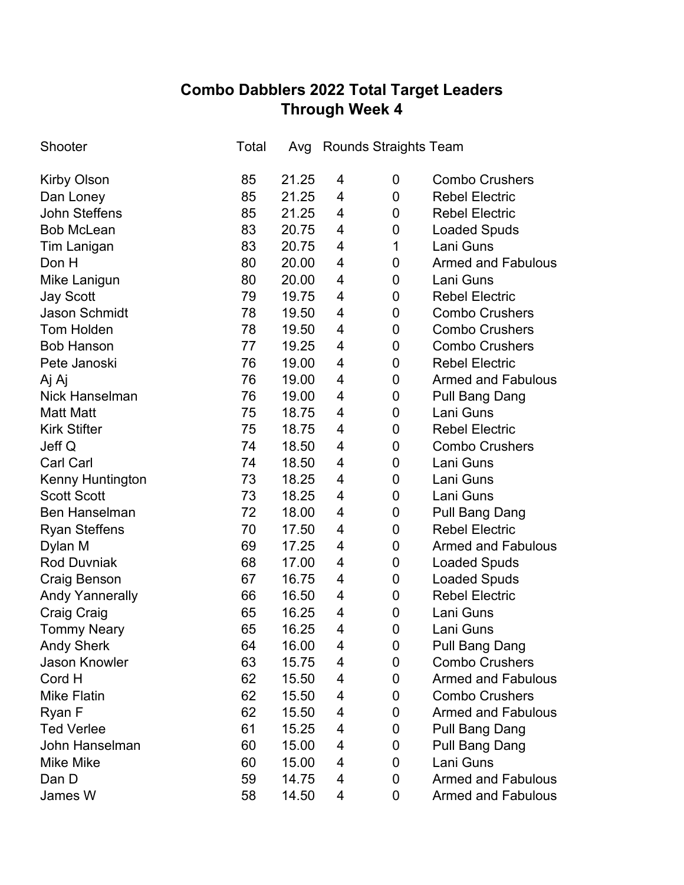# Combo Dabblers 2022 Total Target Leaders
## Through Week 4

| Shooter | Total | Avg | Rounds | Straights | Team |
|---|---|---|---|---|---|
| Kirby Olson | 85 | 21.25 | 4 | 0 | Combo Crushers |
| Dan Loney | 85 | 21.25 | 4 | 0 | Rebel Electric |
| John Steffens | 85 | 21.25 | 4 | 0 | Rebel Electric |
| Bob McLean | 83 | 20.75 | 4 | 0 | Loaded Spuds |
| Tim Lanigan | 83 | 20.75 | 4 | 1 | Lani Guns |
| Don H | 80 | 20.00 | 4 | 0 | Armed and Fabulous |
| Mike Lanigun | 80 | 20.00 | 4 | 0 | Lani Guns |
| Jay Scott | 79 | 19.75 | 4 | 0 | Rebel Electric |
| Jason Schmidt | 78 | 19.50 | 4 | 0 | Combo Crushers |
| Tom Holden | 78 | 19.50 | 4 | 0 | Combo Crushers |
| Bob Hanson | 77 | 19.25 | 4 | 0 | Combo Crushers |
| Pete Janoski | 76 | 19.00 | 4 | 0 | Rebel Electric |
| Aj Aj | 76 | 19.00 | 4 | 0 | Armed and Fabulous |
| Nick Hanselman | 76 | 19.00 | 4 | 0 | Pull Bang Dang |
| Matt Matt | 75 | 18.75 | 4 | 0 | Lani Guns |
| Kirk Stifter | 75 | 18.75 | 4 | 0 | Rebel Electric |
| Jeff Q | 74 | 18.50 | 4 | 0 | Combo Crushers |
| Carl Carl | 74 | 18.50 | 4 | 0 | Lani Guns |
| Kenny Huntington | 73 | 18.25 | 4 | 0 | Lani Guns |
| Scott Scott | 73 | 18.25 | 4 | 0 | Lani Guns |
| Ben Hanselman | 72 | 18.00 | 4 | 0 | Pull Bang Dang |
| Ryan Steffens | 70 | 17.50 | 4 | 0 | Rebel Electric |
| Dylan M | 69 | 17.25 | 4 | 0 | Armed and Fabulous |
| Rod Duvniak | 68 | 17.00 | 4 | 0 | Loaded Spuds |
| Craig Benson | 67 | 16.75 | 4 | 0 | Loaded Spuds |
| Andy Yannerally | 66 | 16.50 | 4 | 0 | Rebel Electric |
| Craig Craig | 65 | 16.25 | 4 | 0 | Lani Guns |
| Tommy Neary | 65 | 16.25 | 4 | 0 | Lani Guns |
| Andy Sherk | 64 | 16.00 | 4 | 0 | Pull Bang Dang |
| Jason Knowler | 63 | 15.75 | 4 | 0 | Combo Crushers |
| Cord H | 62 | 15.50 | 4 | 0 | Armed and Fabulous |
| Mike Flatin | 62 | 15.50 | 4 | 0 | Combo Crushers |
| Ryan F | 62 | 15.50 | 4 | 0 | Armed and Fabulous |
| Ted Verlee | 61 | 15.25 | 4 | 0 | Pull Bang Dang |
| John Hanselman | 60 | 15.00 | 4 | 0 | Pull Bang Dang |
| Mike Mike | 60 | 15.00 | 4 | 0 | Lani Guns |
| Dan D | 59 | 14.75 | 4 | 0 | Armed and Fabulous |
| James W | 58 | 14.50 | 4 | 0 | Armed and Fabulous |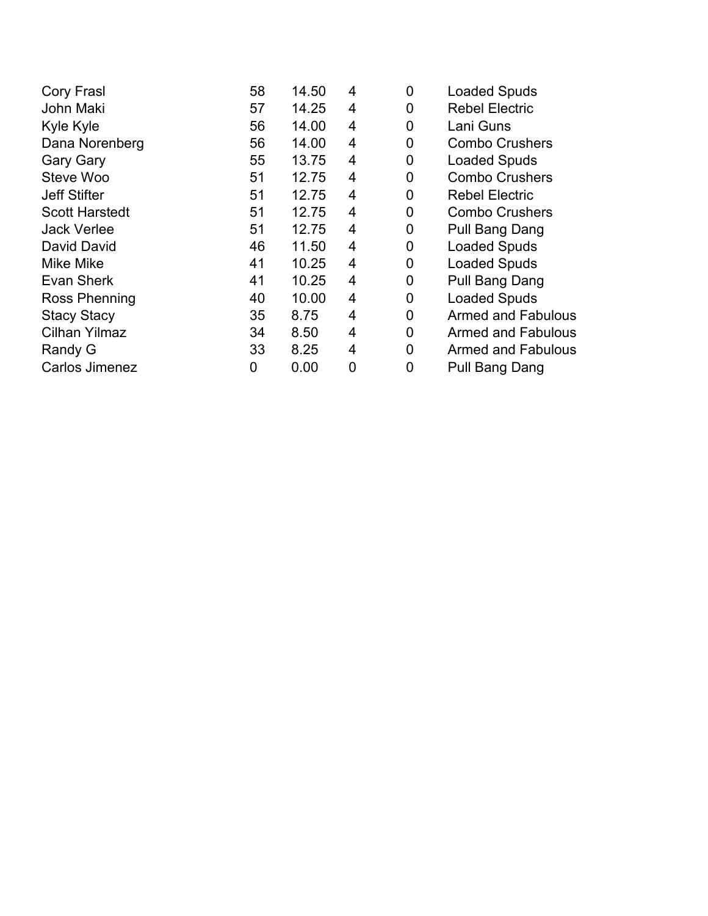| | | | | | |
|---|---|---|---|---|---|
| Cory Frasl | 58 | 14.50 | 4 | 0 | Loaded Spuds |
| John Maki | 57 | 14.25 | 4 | 0 | Rebel Electric |
| Kyle Kyle | 56 | 14.00 | 4 | 0 | Lani Guns |
| Dana Norenberg | 56 | 14.00 | 4 | 0 | Combo Crushers |
| Gary Gary | 55 | 13.75 | 4 | 0 | Loaded Spuds |
| Steve Woo | 51 | 12.75 | 4 | 0 | Combo Crushers |
| Jeff Stifter | 51 | 12.75 | 4 | 0 | Rebel Electric |
| Scott Harstedt | 51 | 12.75 | 4 | 0 | Combo Crushers |
| Jack Verlee | 51 | 12.75 | 4 | 0 | Pull Bang Dang |
| David David | 46 | 11.50 | 4 | 0 | Loaded Spuds |
| Mike Mike | 41 | 10.25 | 4 | 0 | Loaded Spuds |
| Evan Sherk | 41 | 10.25 | 4 | 0 | Pull Bang Dang |
| Ross Phenning | 40 | 10.00 | 4 | 0 | Loaded Spuds |
| Stacy Stacy | 35 | 8.75 | 4 | 0 | Armed and Fabulous |
| Cilhan Yilmaz | 34 | 8.50 | 4 | 0 | Armed and Fabulous |
| Randy G | 33 | 8.25 | 4 | 0 | Armed and Fabulous |
| Carlos Jimenez | 0 | 0.00 | 0 | 0 | Pull Bang Dang |